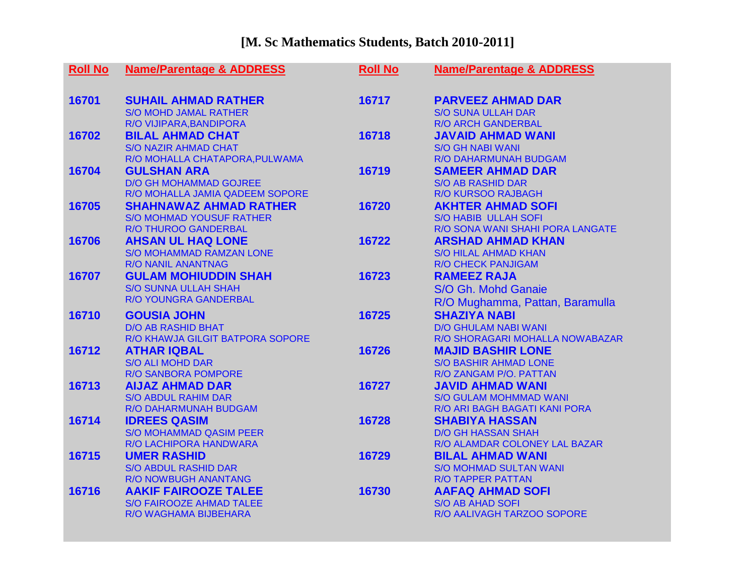# [M. Sc Mathematics Students, Batch 2010-2011]

| Roll No | Name/Parentage & ADDRESS | Roll No | Name/Parentage & ADDRESS |
|---|---|---|---|
| 16701 | **SUHAIL AHMAD RATHER**<br>S/O MOHD JAMAL RATHER<br>R/O VIJIPARA,BANDIPORA | 16717 | **PARVEEZ AHMAD DAR**<br>S/O SUNA ULLAH DAR<br>R/O ARCH GANDERBAL |
| 16702 | **BILAL AHMAD CHAT**<br>S/O NAZIR AHMAD CHAT<br>R/O MOHALLA CHATAPORA,PULWAMA | 16718 | **JAVAID AHMAD WANI**<br>S/O GH NABI WANI<br>R/O DAHARMUNAH BUDGAM |
| 16704 | **GULSHAN ARA**<br>D/O GH MOHAMMAD GOJREE<br>R/O MOHALLA JAMIA QADEEM SOPORE | 16719 | **SAMEER AHMAD DAR**<br>S/O AB RASHID DAR<br>R/O KURSOO RAJBAGH |
| 16705 | **SHAHNAWAZ AHMAD RATHER**<br>S/O MOHMAD YOUSUF RATHER<br>R/O THUROO GANDERBAL | 16720 | **AKHTER AHMAD SOFI**<br>S/O HABIB ULLAH SOFI<br>R/O SONA WANI SHAHI PORA LANGATE |
| 16706 | **AHSAN UL HAQ LONE**<br>S/O MOHAMMAD RAMZAN LONE<br>R/O NANIL ANANTNAG | 16722 | **ARSHAD AHMAD KHAN**<br>S/O HILAL AHMAD KHAN<br>R/O CHECK PANJIGAM |
| 16707 | **GULAM MOHIUDDIN SHAH**<br>S/O SUNNA ULLAH SHAH<br>R/O YOUNGRA GANDERBAL | 16723 | **RAMEEZ RAJA**<br>S/O Gh. Mohd Ganaie<br>R/O Mughamma, Pattan, Baramulla |
| 16710 | **GOUSIA JOHN**<br>D/O AB RASHID BHAT<br>R/O KHAWJA GILGIT BATPORA SOPORE | 16725 | **SHAZIYA NABI**<br>D/O GHULAM NABI WANI<br>R/O SHORAGARI MOHALLA NOWABAZAR |
| 16712 | **ATHAR IQBAL**<br>S/O ALI MOHD DAR<br>R/O SANBORA POMPORE | 16726 | **MAJID BASHIR LONE**<br>S/O BASHIR AHMAD LONE<br>R/O ZANGAM P/O. PATTAN |
| 16713 | **AIJAZ AHMAD DAR**<br>S/O ABDUL RAHIM DAR<br>R/O DAHARMUNAH BUDGAM | 16727 | **JAVID AHMAD WANI**<br>S/O GULAM MOHMMAD WANI<br>R/O ARI BAGH BAGATI KANI PORA |
| 16714 | **IDREES QASIM**<br>S/O MOHAMMAD QASIM PEER<br>R/O LACHIPORA HANDWARA | 16728 | **SHABIYA HASSAN**<br>D/O GH HASSAN SHAH<br>R/O ALAMDAR COLONEY LAL BAZAR |
| 16715 | **UMER RASHID**<br>S/O ABDUL RASHID DAR<br>R/O NOWBUGH ANANTANG | 16729 | **BILAL AHMAD WANI**<br>S/O MOHMAD SULTAN WANI<br>R/O TAPPER PATTAN |
| 16716 | **AAKIF FAIROOZE TALEE**<br>S/O FAIROOZE AHMAD TALEE<br>R/O WAGHAMA BIJBEHARA | 16730 | **AAFAQ AHMAD SOFI**<br>S/O AB AHAD SOFI<br>R/O AALIVAGH TARZOO SOPORE |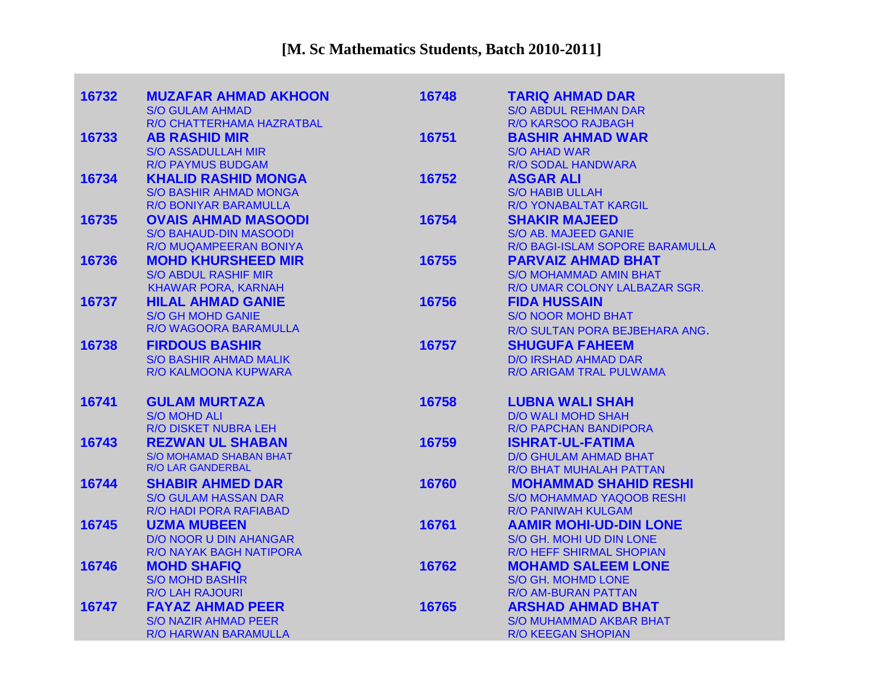# [M. Sc Mathematics Students, Batch 2010-2011]

| Roll No. | Name / Parentage / Residence | Roll No. | Name / Parentage / Residence |
|---|---|---|---|
| 16732 | **MUZAFAR AHMAD AKHOON**<br>S/O GULAM AHMAD<br>R/O CHATTERHAMA HAZRATBAL | 16748 | **TARIQ AHMAD DAR**<br>S/O ABDUL REHMAN DAR<br>R/O KARSOO RAJBAGH |
| 16733 | **AB RASHID MIR**<br>S/O ASSADULLAH MIR<br>R/O PAYMUS BUDGAM | 16751 | **BASHIR AHMAD WAR**<br>S/O AHAD WAR<br>R/O SODAL HANDWARA |
| 16734 | **KHALID RASHID MONGA**<br>S/O BASHIR AHMAD MONGA<br>R/O BONIYAR BARAMULLA | 16752 | **ASGAR ALI**<br>S/O HABIB ULLAH<br>R/O YONABALTAT KARGIL |
| 16735 | **OVAIS AHMAD MASOODI**<br>S/O BAHAUD-DIN MASOODI<br>R/O MUQAMPEERAN BONIYA | 16754 | **SHAKIR MAJEED**<br>S/O AB. MAJEED GANIE<br>R/O BAGI-ISLAM SOPORE BARAMULLA |
| 16736 | **MOHD KHURSHEED MIR**<br>S/O ABDUL RASHIF MIR<br>KHAWAR PORA, KARNAH | 16755 | **PARVAIZ AHMAD BHAT**<br>S/O MOHAMMAD AMIN BHAT<br>R/O UMAR COLONY LALBAZAR SGR. |
| 16737 | **HILAL AHMAD GANIE**<br>S/O GH MOHD GANIE<br>R/O WAGOORA BARAMULLA | 16756 | **FIDA HUSSAIN**<br>S/O NOOR MOHD BHAT<br>R/O SULTAN PORA BEJBEHARA ANG. |
| 16738 | **FIRDOUS BASHIR**<br>S/O BASHIR AHMAD MALIK<br>R/O KALMOONA KUPWARA | 16757 | **SHUGUFA FAHEEM**<br>D/O IRSHAD AHMAD DAR<br>R/O ARIGAM TRAL PULWAMA |
| 16741 | **GULAM MURTAZA**<br>S/O MOHD ALI<br>R/O DISKET NUBRA LEH | 16758 | **LUBNA WALI SHAH**<br>D/O WALI MOHD SHAH<br>R/O PAPCHAN BANDIPORA |
| 16743 | **REZWAN UL SHABAN**<br>S/O MOHAMAD SHABAN BHAT<br>R/O LAR GANDERBAL | 16759 | **ISHRAT-UL-FATIMA**<br>D/O GHULAM AHMAD BHAT<br>R/O BHAT MUHALAH PATTAN |
| 16744 | **SHABIR AHMED DAR**<br>S/O GULAM HASSAN DAR<br>R/O HADI PORA RAFIABAD | 16760 | **MOHAMMAD SHAHID RESHI**<br>S/O MOHAMMAD YAQOOB RESHI<br>R/O PANIWAH KULGAM |
| 16745 | **UZMA MUBEEN**<br>D/O NOOR U DIN AHANGAR<br>R/O NAYAK BAGH NATIPORA | 16761 | **AAMIR MOHI-UD-DIN LONE**<br>S/O GH. MOHI UD DIN LONE<br>R/O HEFF SHIRMAL SHOPIAN |
| 16746 | **MOHD SHAFIQ**<br>S/O MOHD BASHIR<br>R/O LAH RAJOURI | 16762 | **MOHAMD SALEEM LONE**<br>S/O GH. MOHMD LONE<br>R/O AM-BURAN PATTAN |
| 16747 | **FAYAZ AHMAD PEER**<br>S/O NAZIR AHMAD PEER<br>R/O HARWAN BARAMULLA | 16765 | **ARSHAD AHMAD BHAT**<br>S/O MUHAMMAD AKBAR BHAT<br>R/O KEEGAN SHOPIAN |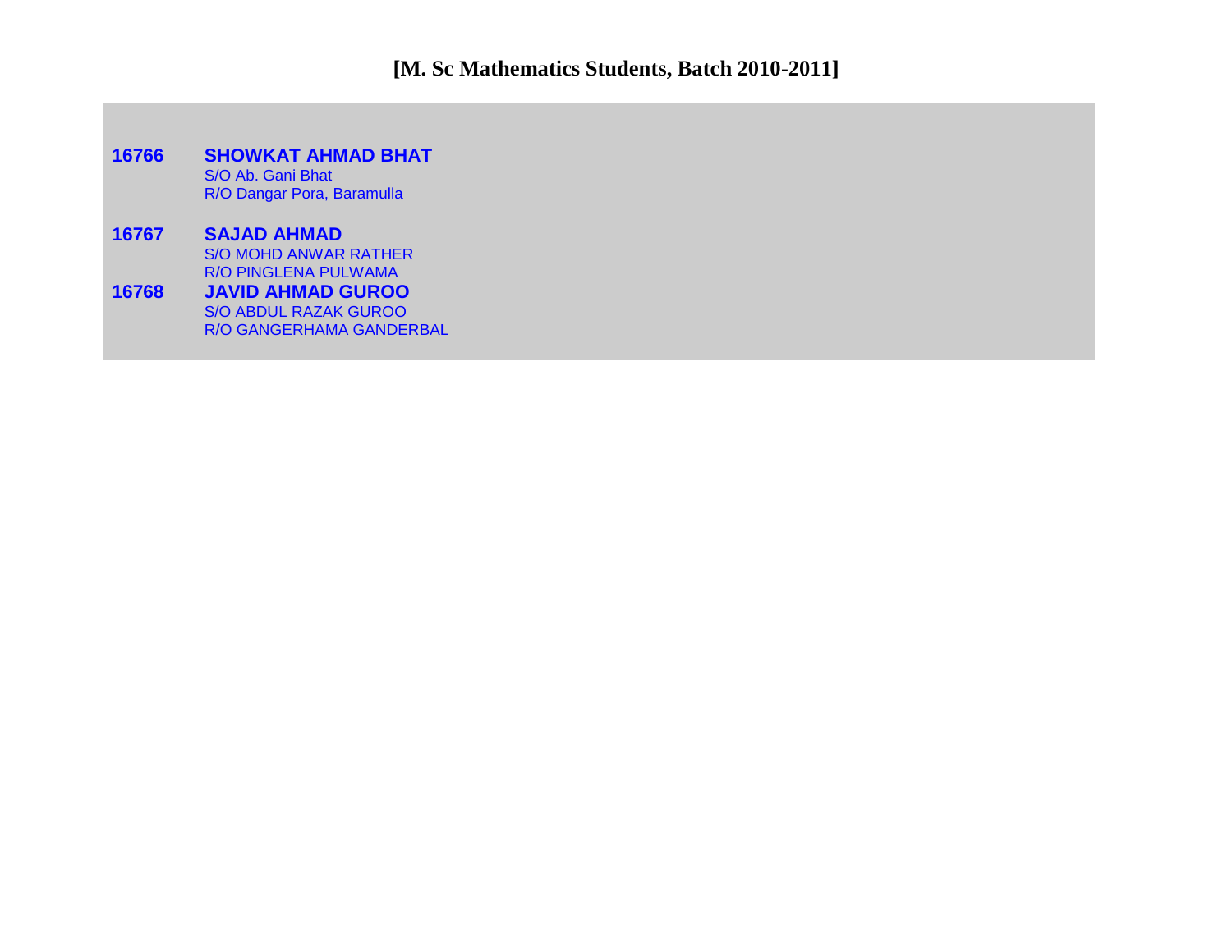# [M. Sc Mathematics Students, Batch 2010-2011]

**16766** **SHOWKAT AHMAD BHAT**
S/O Ab. Gani Bhat
R/O Dangar Pora, Baramulla

**16767** **SAJAD AHMAD**
S/O MOHD ANWAR RATHER
R/O PINGLENA PULWAMA

**16768** **JAVID AHMAD GUROO**
S/O ABDUL RAZAK GUROO
R/O GANGERHAMA GANDERBAL